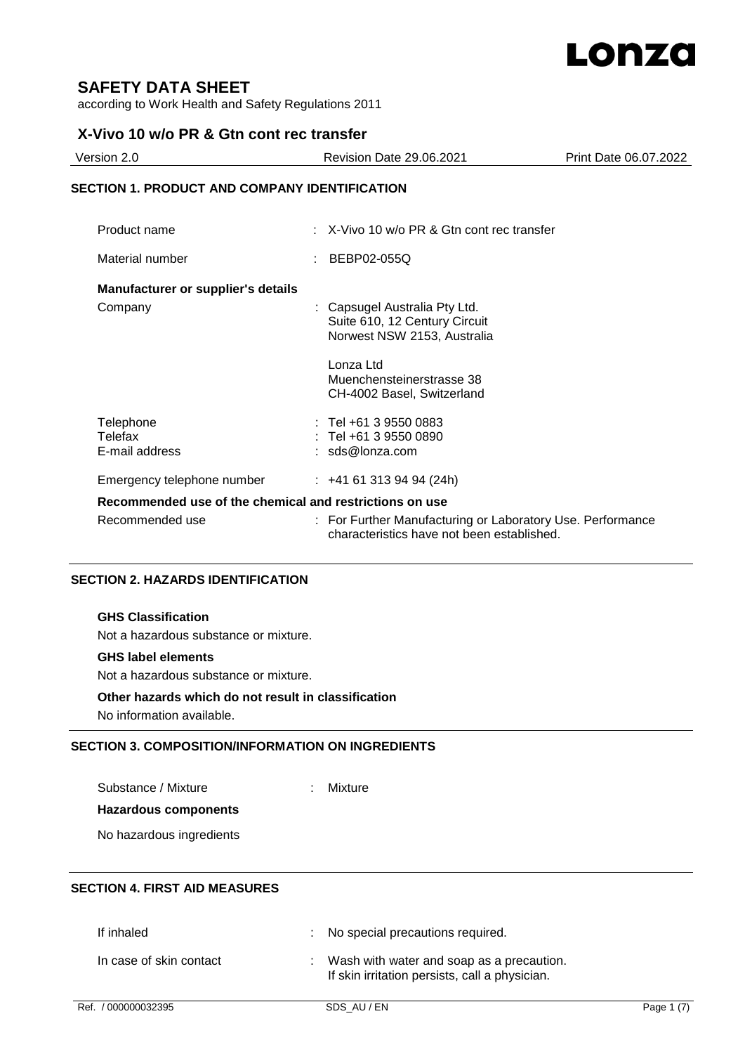# SAFETY DATA SHEET

according to Work Health and Safety Regulations 2011

## X-Vivo 10 w/o PR & Gtn cont rec transfer

| Version 2.0 | Revision Date 29.06.2021 | Print Date 06.07.2022 |
|---|---|---|

## SECTION 1. PRODUCT AND COMPANY IDENTIFICATION

| | |
|---|---|
| Product name | : X-Vivo 10 w/o PR & Gtn cont rec transfer |
| Material number | : BEBP02-055Q |

**Manufacturer or supplier's details**

| | |
|---|---|
| Company | : Capsugel Australia Pty Ltd.<br>Suite 610, 12 Century Circuit<br>Norwest NSW 2153, Australia<br><br>Lonza Ltd<br>Muenchensteinerstrasse 38<br>CH-4002 Basel, Switzerland |
| Telephone | : Tel +61 3 9550 0883 |
| Telefax | : Tel +61 3 9550 0890 |
| E-mail address | : sds@lonza.com |
| Emergency telephone number | : +41 61 313 94 94 (24h) |

**Recommended use of the chemical and restrictions on use**

| | |
|---|---|
| Recommended use | : For Further Manufacturing or Laboratory Use. Performance characteristics have not been established. |

## SECTION 2. HAZARDS IDENTIFICATION

**GHS Classification**

Not a hazardous substance or mixture.

**GHS label elements**

Not a hazardous substance or mixture.

**Other hazards which do not result in classification**

No information available.

## SECTION 3. COMPOSITION/INFORMATION ON INGREDIENTS

| | |
|---|---|
| Substance / Mixture | : Mixture |

**Hazardous components**

No hazardous ingredients

## SECTION 4. FIRST AID MEASURES

| | |
|---|---|
| If inhaled | : No special precautions required. |
| In case of skin contact | : Wash with water and soap as a precaution.<br>If skin irritation persists, call a physician. |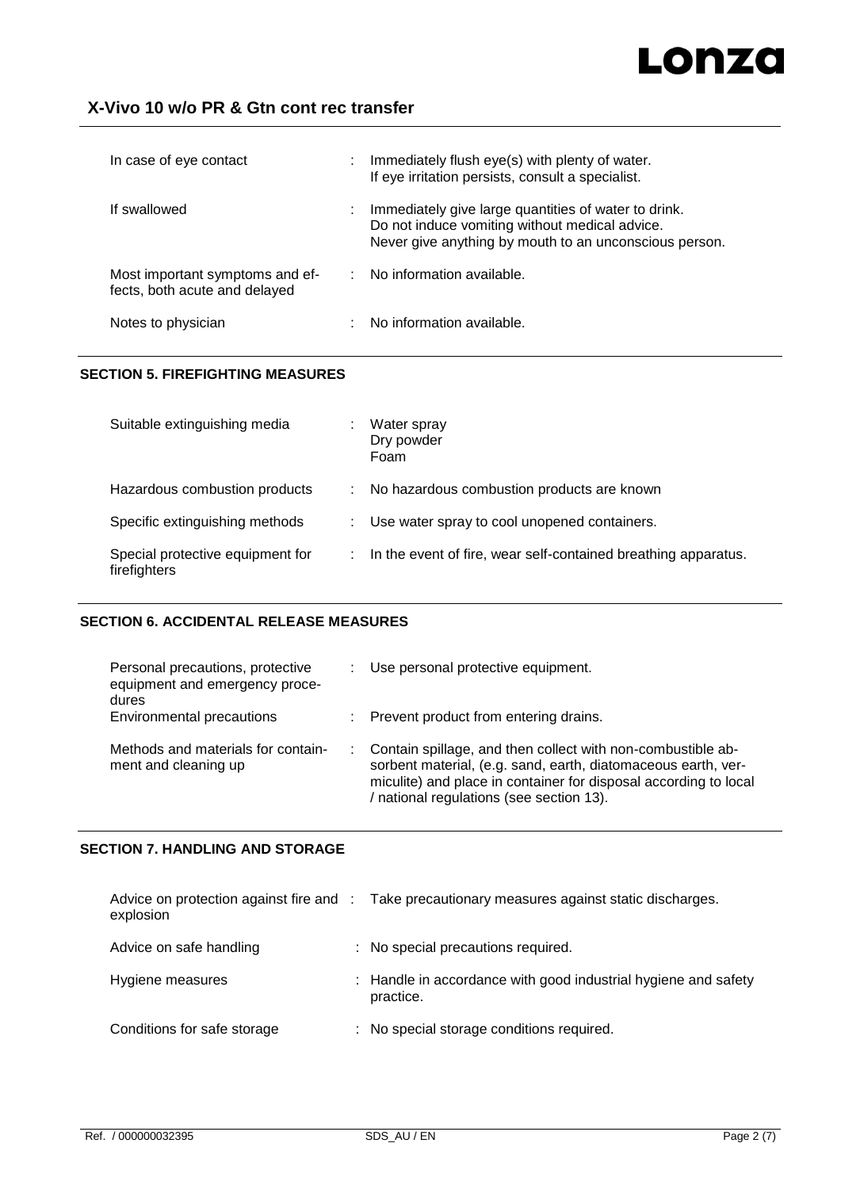| | | |
|---|---|---|
| In case of eye contact | : | Immediately flush eye(s) with plenty of water.<br>If eye irritation persists, consult a specialist. |
| If swallowed | : | Immediately give large quantities of water to drink.<br>Do not induce vomiting without medical advice.<br>Never give anything by mouth to an unconscious person. |
| Most important symptoms and effects, both acute and delayed | : | No information available. |
| Notes to physician | : | No information available. |

## SECTION 5. FIREFIGHTING MEASURES

| | | |
|---|---|---|
| Suitable extinguishing media | : | Water spray<br>Dry powder<br>Foam |
| Hazardous combustion products | : | No hazardous combustion products are known |
| Specific extinguishing methods | : | Use water spray to cool unopened containers. |
| Special protective equipment for firefighters | : | In the event of fire, wear self-contained breathing apparatus. |

## SECTION 6. ACCIDENTAL RELEASE MEASURES

| | | |
|---|---|---|
| Personal precautions, protective equipment and emergency procedures | : | Use personal protective equipment. |
| Environmental precautions | : | Prevent product from entering drains. |
| Methods and materials for containment and cleaning up | : | Contain spillage, and then collect with non-combustible absorbent material, (e.g. sand, earth, diatomaceous earth, vermiculite) and place in container for disposal according to local / national regulations (see section 13). |

## SECTION 7. HANDLING AND STORAGE

| | | |
|---|---|---|
| Advice on protection against fire and explosion | : | Take precautionary measures against static discharges. |
| Advice on safe handling | : | No special precautions required. |
| Hygiene measures | : | Handle in accordance with good industrial hygiene and safety practice. |
| Conditions for safe storage | : | No special storage conditions required. |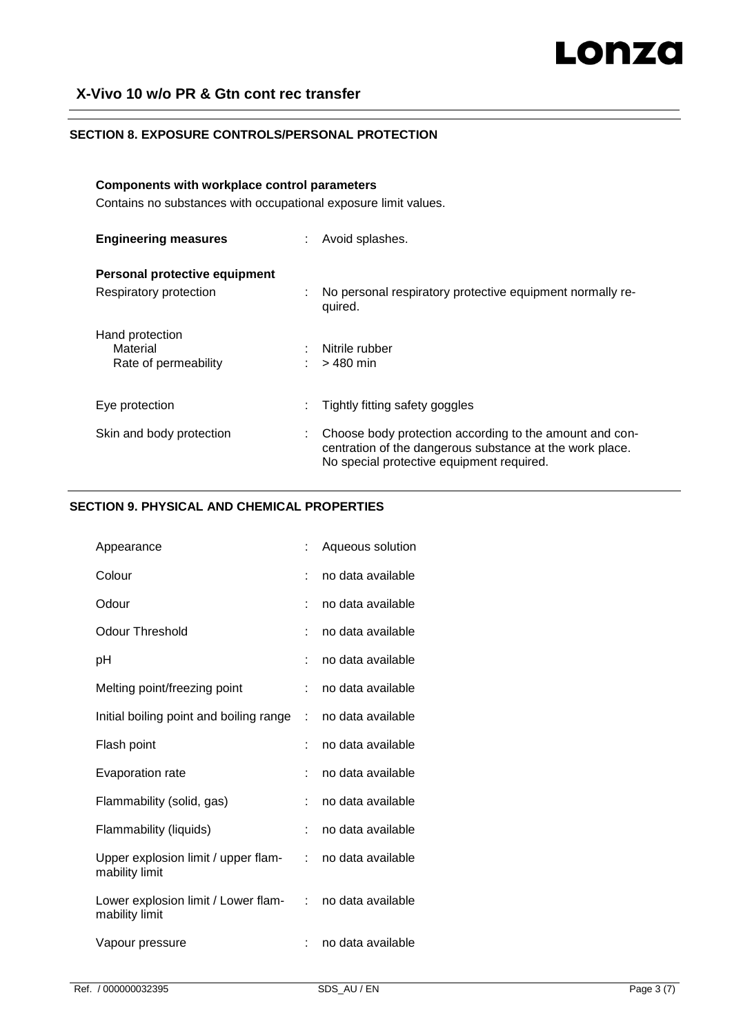## SECTION 8. EXPOSURE CONTROLS/PERSONAL PROTECTION

**Components with workplace control parameters**

Contains no substances with occupational exposure limit values.

| | | |
|---|---|---|
| **Engineering measures** | : | Avoid splashes. |

**Personal protective equipment**

| | | |
|---|---|---|
| Respiratory protection | : | No personal respiratory protective equipment normally required. |
| Hand protection | | |
| Material | : | Nitrile rubber |
| Rate of permeability | : | > 480 min |
| Eye protection | : | Tightly fitting safety goggles |
| Skin and body protection | : | Choose body protection according to the amount and concentration of the dangerous substance at the work place. No special protective equipment required. |

## SECTION 9. PHYSICAL AND CHEMICAL PROPERTIES

| | | |
|---|---|---|
| Appearance | : | Aqueous solution |
| Colour | : | no data available |
| Odour | : | no data available |
| Odour Threshold | : | no data available |
| pH | : | no data available |
| Melting point/freezing point | : | no data available |
| Initial boiling point and boiling range | : | no data available |
| Flash point | : | no data available |
| Evaporation rate | : | no data available |
| Flammability (solid, gas) | : | no data available |
| Flammability (liquids) | : | no data available |
| Upper explosion limit / upper flammability limit | : | no data available |
| Lower explosion limit / Lower flammability limit | : | no data available |
| Vapour pressure | : | no data available |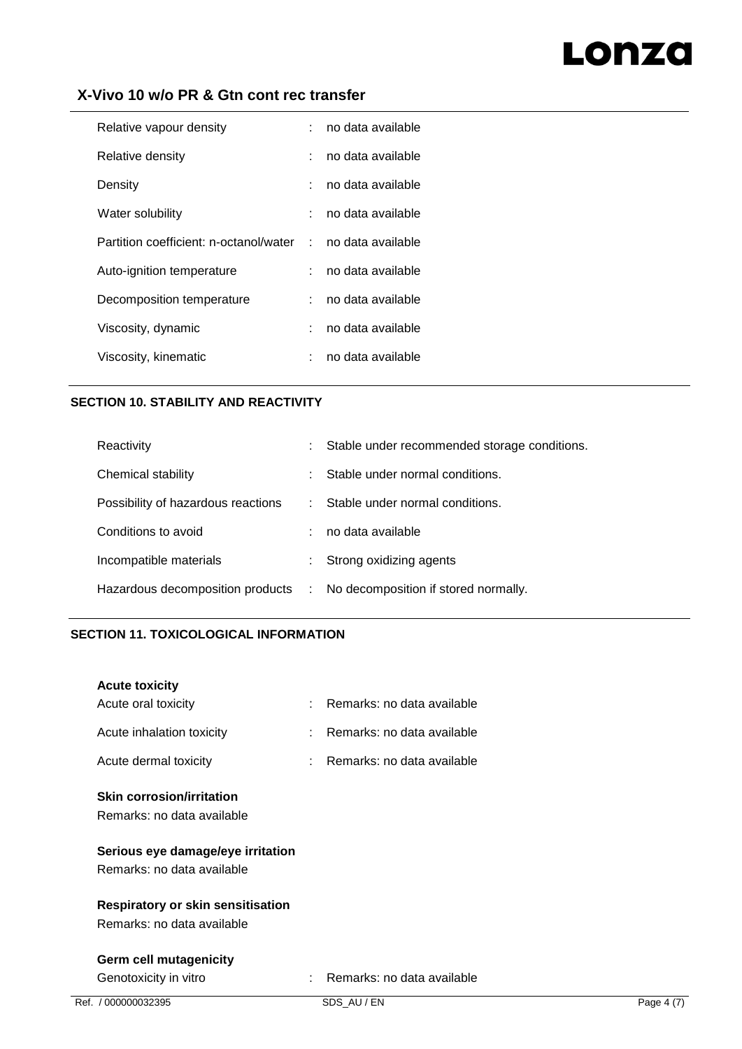| | | |
|---|---|---|
| Relative vapour density | : | no data available |
| Relative density | : | no data available |
| Density | : | no data available |
| Water solubility | : | no data available |
| Partition coefficient: n-octanol/water | : | no data available |
| Auto-ignition temperature | : | no data available |
| Decomposition temperature | : | no data available |
| Viscosity, dynamic | : | no data available |
| Viscosity, kinematic | : | no data available |

## SECTION 10. STABILITY AND REACTIVITY

| | | |
|---|---|---|
| Reactivity | : | Stable under recommended storage conditions. |
| Chemical stability | : | Stable under normal conditions. |
| Possibility of hazardous reactions | : | Stable under normal conditions. |
| Conditions to avoid | : | no data available |
| Incompatible materials | : | Strong oxidizing agents |
| Hazardous decomposition products | : | No decomposition if stored normally. |

## SECTION 11. TOXICOLOGICAL INFORMATION

**Acute toxicity**

| | | |
|---|---|---|
| Acute oral toxicity | : | Remarks: no data available |
| Acute inhalation toxicity | : | Remarks: no data available |
| Acute dermal toxicity | : | Remarks: no data available |

**Skin corrosion/irritation**

Remarks: no data available

**Serious eye damage/eye irritation**

Remarks: no data available

**Respiratory or skin sensitisation**

Remarks: no data available

**Germ cell mutagenicity**

| | | |
|---|---|---|
| Genotoxicity in vitro | : | Remarks: no data available |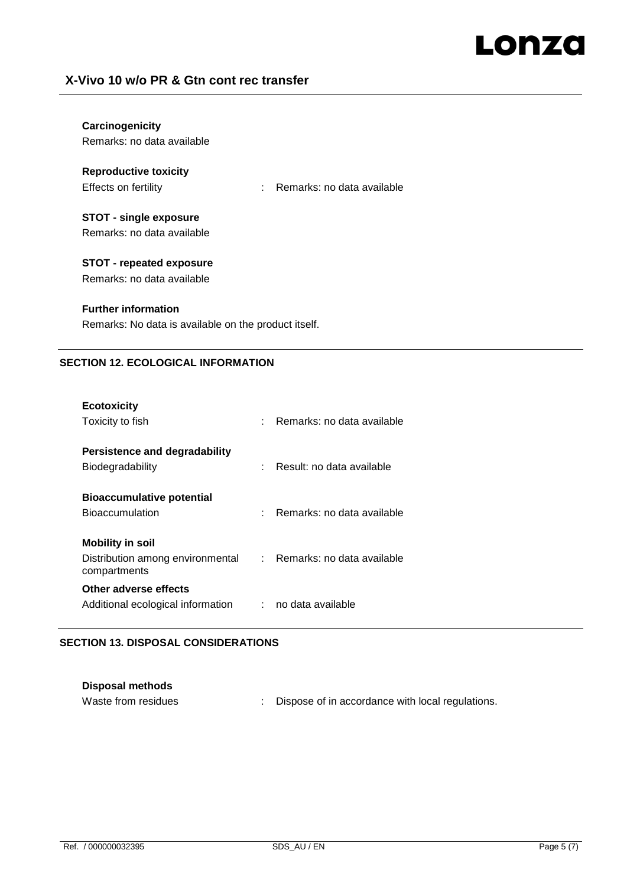**Carcinogenicity**

Remarks: no data available

**Reproductive toxicity**

Effects on fertility : Remarks: no data available

**STOT - single exposure**

Remarks: no data available

**STOT - repeated exposure**

Remarks: no data available

**Further information**

Remarks: No data is available on the product itself.

## SECTION 12. ECOLOGICAL INFORMATION

**Ecotoxicity**

Toxicity to fish : Remarks: no data available

**Persistence and degradability**

Biodegradability : Result: no data available

**Bioaccumulative potential**

Bioaccumulation : Remarks: no data available

**Mobility in soil**

Distribution among environmental compartments : Remarks: no data available

**Other adverse effects**

Additional ecological information : no data available

## SECTION 13. DISPOSAL CONSIDERATIONS

**Disposal methods**

Waste from residues : Dispose of in accordance with local regulations.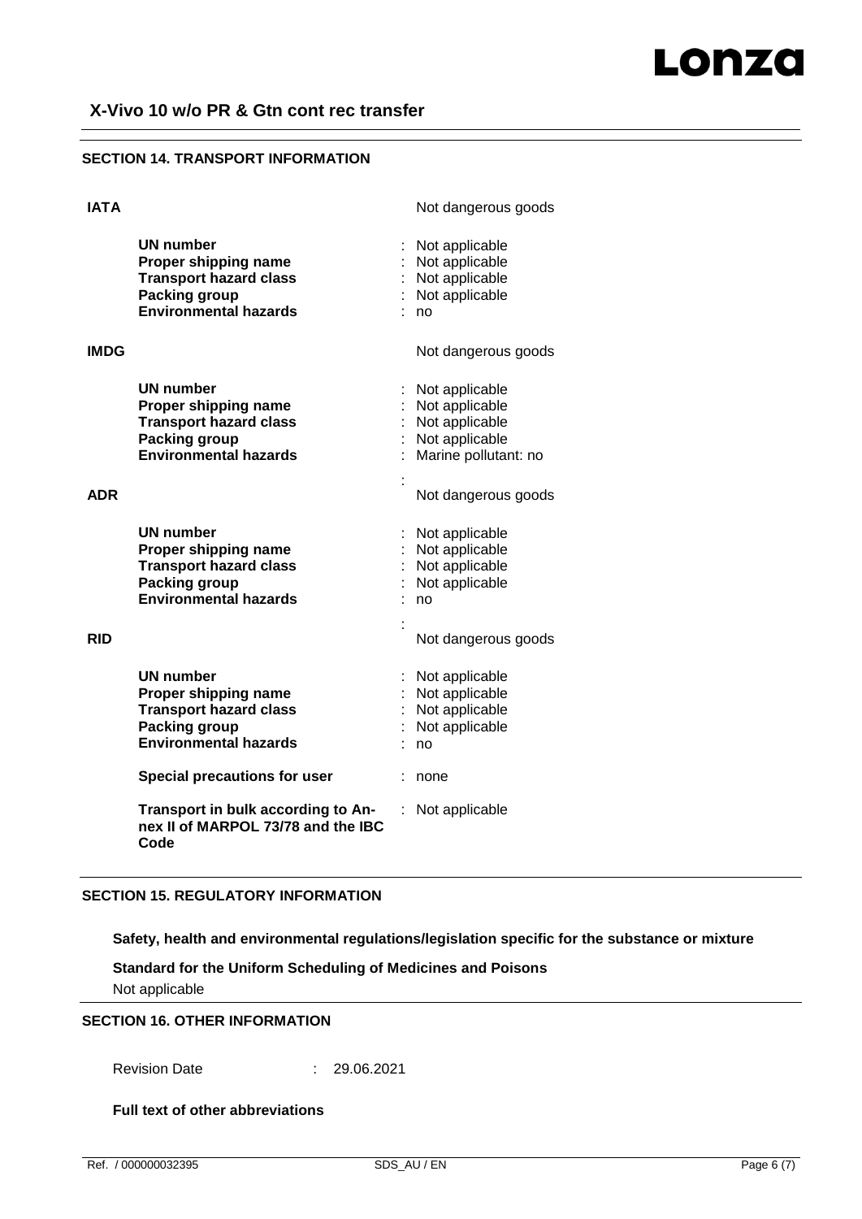## SECTION 14. TRANSPORT INFORMATION

**IATA** Not dangerous goods

| | |
|---|---|
| **UN number** | : Not applicable |
| **Proper shipping name** | : Not applicable |
| **Transport hazard class** | : Not applicable |
| **Packing group** | : Not applicable |
| **Environmental hazards** | : no |

**IMDG** Not dangerous goods

| | |
|---|---|
| **UN number** | : Not applicable |
| **Proper shipping name** | : Not applicable |
| **Transport hazard class** | : Not applicable |
| **Packing group** | : Not applicable |
| **Environmental hazards** | : Marine pollutant: no |

**ADR** : Not dangerous goods

| | |
|---|---|
| **UN number** | : Not applicable |
| **Proper shipping name** | : Not applicable |
| **Transport hazard class** | : Not applicable |
| **Packing group** | : Not applicable |
| **Environmental hazards** | : no |

**RID** : Not dangerous goods

| | |
|---|---|
| **UN number** | : Not applicable |
| **Proper shipping name** | : Not applicable |
| **Transport hazard class** | : Not applicable |
| **Packing group** | : Not applicable |
| **Environmental hazards** | : no |
| **Special precautions for user** | : none |
| **Transport in bulk according to Annex II of MARPOL 73/78 and the IBC Code** | : Not applicable |

## SECTION 15. REGULATORY INFORMATION

**Safety, health and environmental regulations/legislation specific for the substance or mixture**

**Standard for the Uniform Scheduling of Medicines and Poisons**

Not applicable

## SECTION 16. OTHER INFORMATION

Revision Date : 29.06.2021

**Full text of other abbreviations**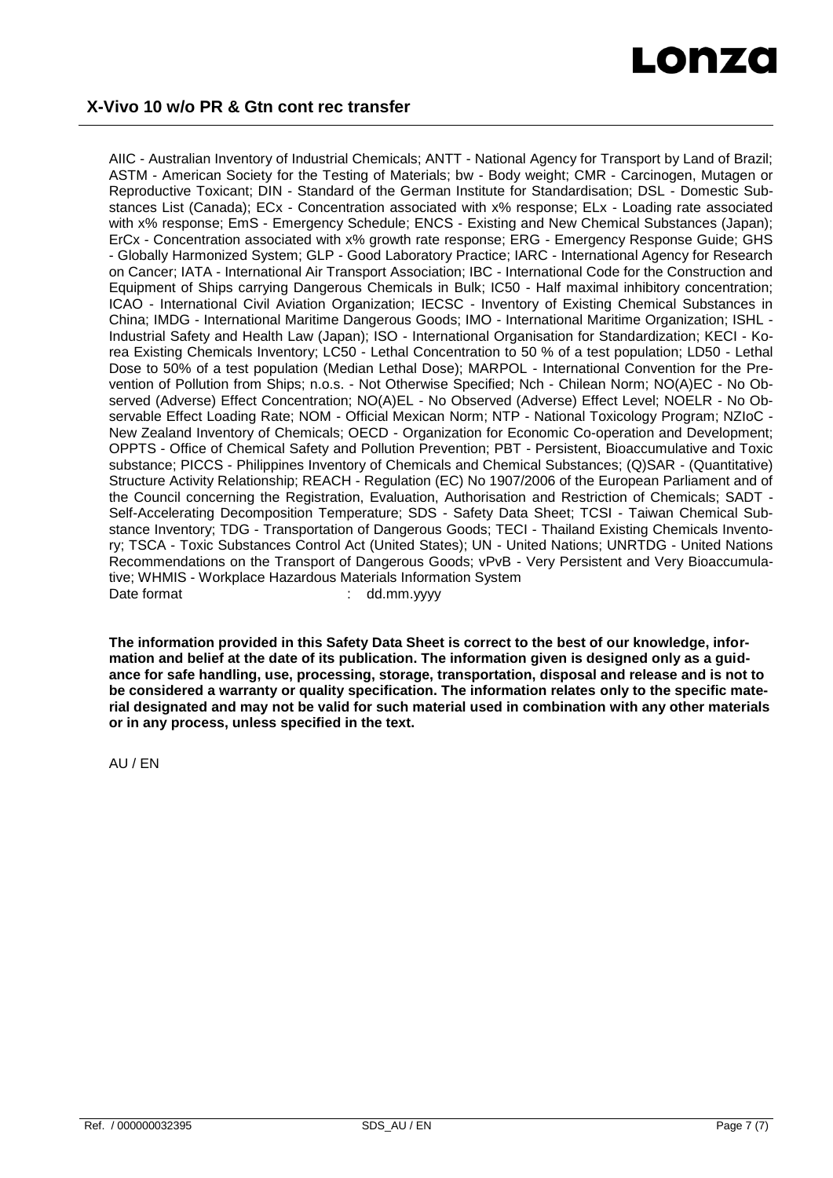AIIC - Australian Inventory of Industrial Chemicals; ANTT - National Agency for Transport by Land of Brazil; ASTM - American Society for the Testing of Materials; bw - Body weight; CMR - Carcinogen, Mutagen or Reproductive Toxicant; DIN - Standard of the German Institute for Standardisation; DSL - Domestic Substances List (Canada); ECx - Concentration associated with x% response; ELx - Loading rate associated with x% response; EmS - Emergency Schedule; ENCS - Existing and New Chemical Substances (Japan); ErCx - Concentration associated with x% growth rate response; ERG - Emergency Response Guide; GHS - Globally Harmonized System; GLP - Good Laboratory Practice; IARC - International Agency for Research on Cancer; IATA - International Air Transport Association; IBC - International Code for the Construction and Equipment of Ships carrying Dangerous Chemicals in Bulk; IC50 - Half maximal inhibitory concentration; ICAO - International Civil Aviation Organization; IECSC - Inventory of Existing Chemical Substances in China; IMDG - International Maritime Dangerous Goods; IMO - International Maritime Organization; ISHL - Industrial Safety and Health Law (Japan); ISO - International Organisation for Standardization; KECI - Korea Existing Chemicals Inventory; LC50 - Lethal Concentration to 50 % of a test population; LD50 - Lethal Dose to 50% of a test population (Median Lethal Dose); MARPOL - International Convention for the Prevention of Pollution from Ships; n.o.s. - Not Otherwise Specified; Nch - Chilean Norm; NO(A)EC - No Observed (Adverse) Effect Concentration; NO(A)EL - No Observed (Adverse) Effect Level; NOELR - No Observable Effect Loading Rate; NOM - Official Mexican Norm; NTP - National Toxicology Program; NZIoC - New Zealand Inventory of Chemicals; OECD - Organization for Economic Co-operation and Development; OPPTS - Office of Chemical Safety and Pollution Prevention; PBT - Persistent, Bioaccumulative and Toxic substance; PICCS - Philippines Inventory of Chemicals and Chemical Substances; (Q)SAR - (Quantitative) Structure Activity Relationship; REACH - Regulation (EC) No 1907/2006 of the European Parliament and of the Council concerning the Registration, Evaluation, Authorisation and Restriction of Chemicals; SADT - Self-Accelerating Decomposition Temperature; SDS - Safety Data Sheet; TCSI - Taiwan Chemical Substance Inventory; TDG - Transportation of Dangerous Goods; TECI - Thailand Existing Chemicals Inventory; TSCA - Toxic Substances Control Act (United States); UN - United Nations; UNRTDG - United Nations Recommendations on the Transport of Dangerous Goods; vPvB - Very Persistent and Very Bioaccumulative; WHMIS - Workplace Hazardous Materials Information System

Date format : dd.mm.yyyy

**The information provided in this Safety Data Sheet is correct to the best of our knowledge, information and belief at the date of its publication. The information given is designed only as a guidance for safe handling, use, processing, storage, transportation, disposal and release and is not to be considered a warranty or quality specification. The information relates only to the specific material designated and may not be valid for such material used in combination with any other materials or in any process, unless specified in the text.**

AU / EN